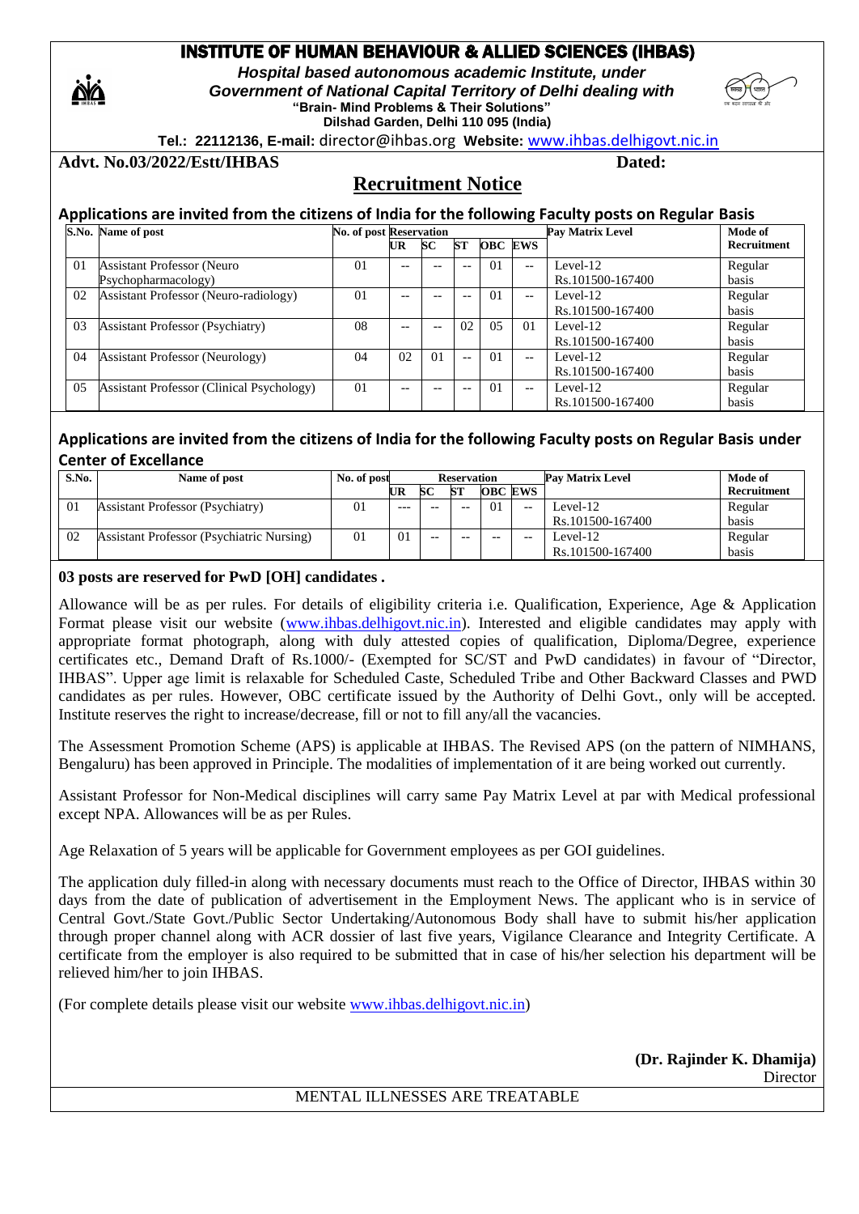# INSTITUTE OF HUMAN BEHAVIOUR & ALLIED SCIENCES (IHBAS)

***Hospital based autonomous academic Institute, under***
***Government of National Capital Territory of Delhi dealing with***
**"Brain- Mind Problems & Their Solutions"**
**Dilshad Garden, Delhi 110 095 (India)**

**Tel.: 22112136, E-mail:** director@ihbas.org **Website:** www.ihbas.delhigovt.nic.in

**Advt. No.03/2022/Estt/IHBAS** **Dated:**

## Recruitment Notice

### Applications are invited from the citizens of India for the following Faculty posts on Regular Basis

| S.No. | Name of post | No. of post | Reservation | | | | | Pay Matrix Level | Mode of Recruitment |
|---|---|---|---|---|---|---|---|---|---|
| | | | UR | SC | ST | OBC | EWS | | |
| 01 | Assistant Professor (Neuro Psychopharmacology) | 01 | -- | -- | -- | 01 | -- | Level-12 Rs.101500-167400 | Regular basis |
| 02 | Assistant Professor (Neuro-radiology) | 01 | -- | -- | -- | 01 | -- | Level-12 Rs.101500-167400 | Regular basis |
| 03 | Assistant Professor (Psychiatry) | 08 | -- | -- | 02 | 05 | 01 | Level-12 Rs.101500-167400 | Regular basis |
| 04 | Assistant Professor (Neurology) | 04 | 02 | 01 | -- | 01 | -- | Level-12 Rs.101500-167400 | Regular basis |
| 05 | Assistant Professor (Clinical Psychology) | 01 | -- | -- | -- | 01 | -- | Level-12 Rs.101500-167400 | Regular basis |

### Applications are invited from the citizens of India for the following Faculty posts on Regular Basis under Center of Excellance

| S.No. | Name of post | No. of post | Reservation | | | | | Pay Matrix Level | Mode of Recruitment |
|---|---|---|---|---|---|---|---|---|---|
| | | | UR | SC | ST | OBC | EWS | | |
| 01 | Assistant Professor (Psychiatry) | 01 | --- | -- | -- | 01 | -- | Level-12 Rs.101500-167400 | Regular basis |
| 02 | Assistant Professor (Psychiatric Nursing) | 01 | 01 | -- | -- | -- | -- | Level-12 Rs.101500-167400 | Regular basis |

**03 posts are reserved for PwD [OH] candidates .**

Allowance will be as per rules. For details of eligibility criteria i.e. Qualification, Experience, Age & Application Format please visit our website (www.ihbas.delhigovt.nic.in). Interested and eligible candidates may apply with appropriate format photograph, along with duly attested copies of qualification, Diploma/Degree, experience certificates etc., Demand Draft of Rs.1000/- (Exempted for SC/ST and PwD candidates) in favour of "Director, IHBAS". Upper age limit is relaxable for Scheduled Caste, Scheduled Tribe and Other Backward Classes and PWD candidates as per rules. However, OBC certificate issued by the Authority of Delhi Govt., only will be accepted. Institute reserves the right to increase/decrease, fill or not to fill any/all the vacancies.

The Assessment Promotion Scheme (APS) is applicable at IHBAS. The Revised APS (on the pattern of NIMHANS, Bengaluru) has been approved in Principle. The modalities of implementation of it are being worked out currently.

Assistant Professor for Non-Medical disciplines will carry same Pay Matrix Level at par with Medical professional except NPA. Allowances will be as per Rules.

Age Relaxation of 5 years will be applicable for Government employees as per GOI guidelines.

The application duly filled-in along with necessary documents must reach to the Office of Director, IHBAS within 30 days from the date of publication of advertisement in the Employment News. The applicant who is in service of Central Govt./State Govt./Public Sector Undertaking/Autonomous Body shall have to submit his/her application through proper channel along with ACR dossier of last five years, Vigilance Clearance and Integrity Certificate. A certificate from the employer is also required to be submitted that in case of his/her selection his department will be relieved him/her to join IHBAS.

(For complete details please visit our website www.ihbas.delhigovt.nic.in)

**(Dr. Rajinder K. Dhamija)**
Director

MENTAL ILLNESSES ARE TREATABLE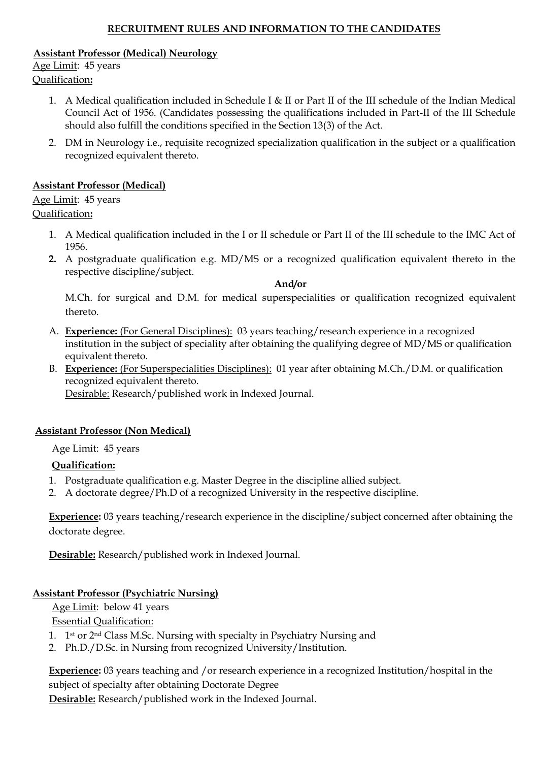## RECRUITMENT RULES AND INFORMATION TO THE CANDIDATES

**Assistant Professor (Medical) Neurology**

Age Limit: 45 years

Qualification**:**

1. A Medical qualification included in Schedule I & II or Part II of the III schedule of the Indian Medical Council Act of 1956. (Candidates possessing the qualifications included in Part-II of the III Schedule should also fulfill the conditions specified in the Section 13(3) of the Act.
2. DM in Neurology i.e., requisite recognized specialization qualification in the subject or a qualification recognized equivalent thereto.

**Assistant Professor (Medical)**

Age Limit: 45 years

Qualification**:**

1. A Medical qualification included in the I or II schedule or Part II of the III schedule to the IMC Act of 1956.
2. A postgraduate qualification e.g. MD/MS or a recognized qualification equivalent thereto in the respective discipline/subject.

**And/or**

M.Ch. for surgical and D.M. for medical superspecialities or qualification recognized equivalent thereto.

A. **Experience:** (For General Disciplines): 03 years teaching/research experience in a recognized institution in the subject of speciality after obtaining the qualifying degree of MD/MS or qualification equivalent thereto.
B. **Experience:** (For Superspecialities Disciplines): 01 year after obtaining M.Ch./D.M. or qualification recognized equivalent thereto.
   Desirable: Research/published work in Indexed Journal.

**Assistant Professor (Non Medical)**

Age Limit: 45 years

**Qualification:**

1. Postgraduate qualification e.g. Master Degree in the discipline allied subject.
2. A doctorate degree/Ph.D of a recognized University in the respective discipline.

**Experience:** 03 years teaching/research experience in the discipline/subject concerned after obtaining the doctorate degree.

**Desirable:** Research/published work in Indexed Journal.

**Assistant Professor (Psychiatric Nursing)**

Age Limit: below 41 years

Essential Qualification:

1. 1st or 2nd Class M.Sc. Nursing with specialty in Psychiatry Nursing and
2. Ph.D./D.Sc. in Nursing from recognized University/Institution.

**Experience:** 03 years teaching and /or research experience in a recognized Institution/hospital in the subject of specialty after obtaining Doctorate Degree

**Desirable:** Research/published work in the Indexed Journal.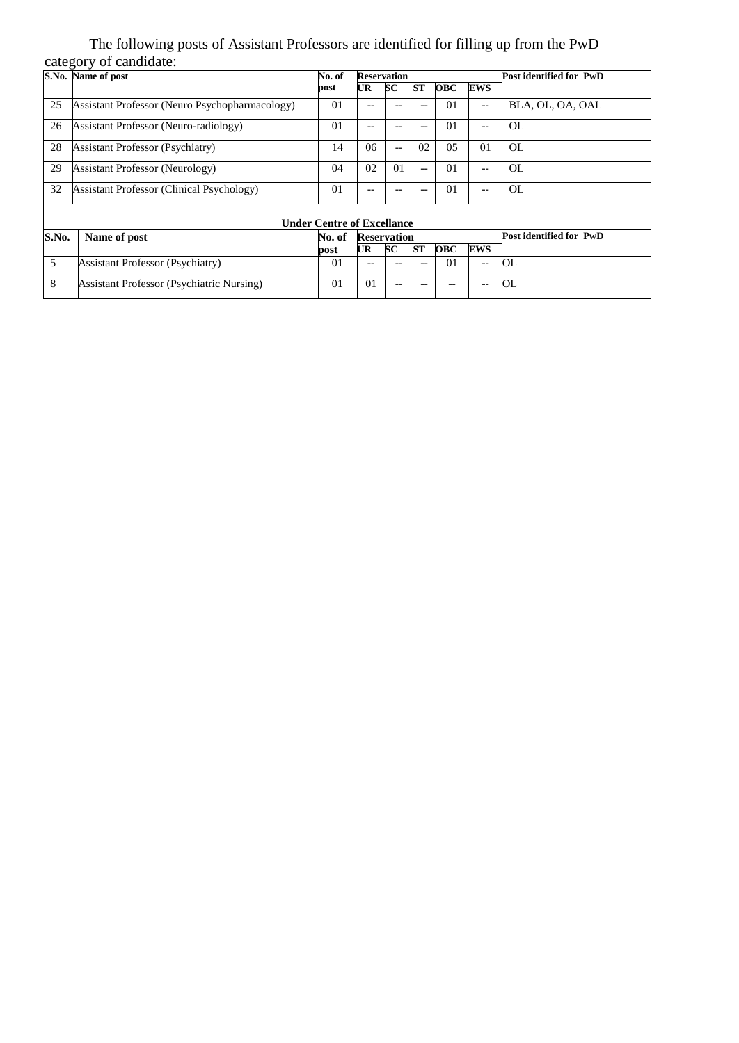The following posts of Assistant Professors are identified for filling up from the PwD category of candidate:

| S.No. | Name of post | No. of post | Reservation | | | | | Post identified for PwD |
|---|---|---|---|---|---|---|---|---|
| | | | UR | SC | ST | OBC | EWS | |
| 25 | Assistant Professor (Neuro Psychopharmacology) | 01 | -- | -- | -- | 01 | -- | BLA, OL, OA, OAL |
| 26 | Assistant Professor (Neuro-radiology) | 01 | -- | -- | -- | 01 | -- | OL |
| 28 | Assistant Professor (Psychiatry) | 14 | 06 | -- | 02 | 05 | 01 | OL |
| 29 | Assistant Professor (Neurology) | 04 | 02 | 01 | -- | 01 | -- | OL |
| 32 | Assistant Professor (Clinical Psychology) | 01 | -- | -- | -- | 01 | -- | OL |

**Under Centre of Excellance**

| S.No. | Name of post | No. of post | Reservation | | | | | Post identified for PwD |
|---|---|---|---|---|---|---|---|---|
| | | | UR | SC | ST | OBC | EWS | |
| 5 | Assistant Professor (Psychiatry) | 01 | -- | -- | -- | 01 | -- | OL |
| 8 | Assistant Professor (Psychiatric Nursing) | 01 | 01 | -- | -- | -- | -- | OL |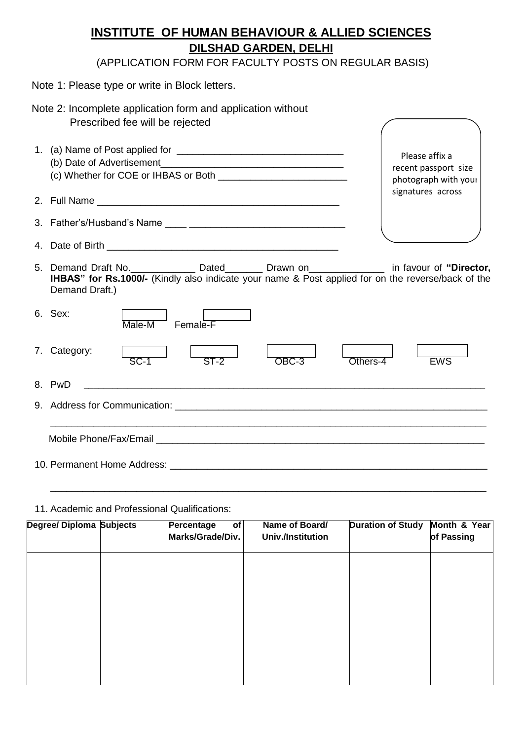# INSTITUTE OF HUMAN BEHAVIOUR & ALLIED SCIENCES

## DILSHAD GARDEN, DELHI

(APPLICATION FORM FOR FACULTY POSTS ON REGULAR BASIS)

Note 1: Please type or write in Block letters.

Note 2: Incomplete application form and application without Prescribed fee will be rejected

Please affix a recent passport size photograph with your signatures across

1. (a) Name of Post applied for ______________________________
   (b) Date of Advertisement________________________________
   (c) Whether for COE or IHBAS or Both ________________________
2. Full Name ____________________________________________
3. Father's/Husband's Name ____ ____________________________
4. Date of Birth ___________________________________________
5. Demand Draft No.____________ Dated_______ Drawn on______________ in favour of **"Director, IHBAS" for Rs.1000/-** (Kindly also indicate your name & Post applied for on the reverse/back of the Demand Draft.)
6. Sex: [ ] Male-M [ ] Female-F
7. Category: [ ] SC-1 [ ] ST-2 [ ] OBC-3 [ ] Others-4 [ ] EWS
8. PwD ____________________________________________________________
9. Address for Communication: ___________________________________________
   ____________________________________________________________________
   Mobile Phone/Fax/Email _______________________________________________
10. Permanent Home Address: ____________________________________________
    ____________________________________________________________________
11. Academic and Professional Qualifications:

| Degree/ Diploma | Subjects | Percentage of Marks/Grade/Div. | Name of Board/ Univ./Institution | Duration of Study | Month & Year of Passing |
|---|---|---|---|---|---|
| | | | | | |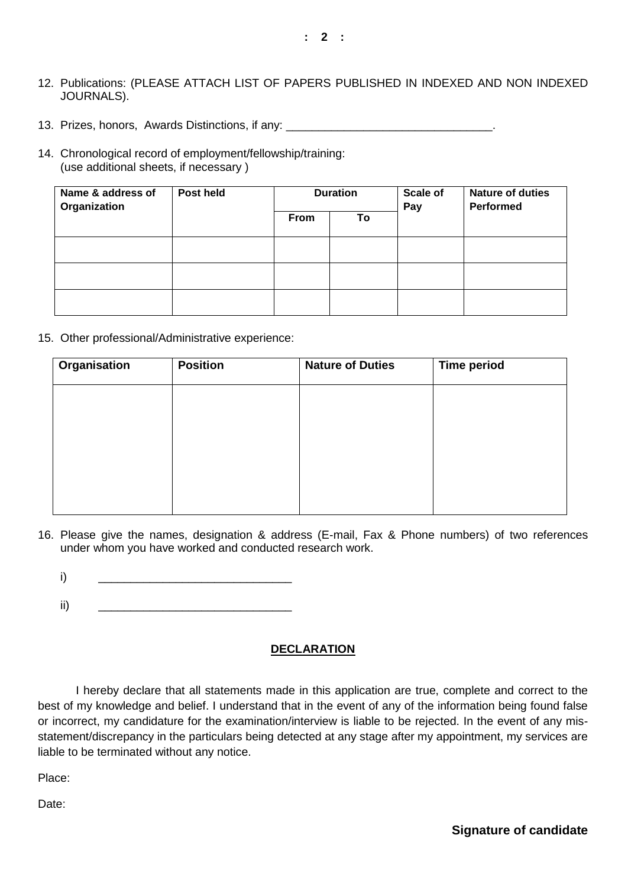12. Publications: (PLEASE ATTACH LIST OF PAPERS PUBLISHED IN INDEXED AND NON INDEXED JOURNALS).

13. Prizes, honors, Awards Distinctions, if any: ________________________________.

14. Chronological record of employment/fellowship/training:
    (use additional sheets, if necessary )

| **Name & address of Organization** | **Post held** | **Duration** | | **Scale of Pay** | **Nature of duties Performed** |
|---|---|---|---|---|---|
| | | **From** | **To** | | |
| | | | | | |
| | | | | | |
| | | | | | |

15. Other professional/Administrative experience:

| **Organisation** | **Position** | **Nature of Duties** | **Time period** |
|---|---|---|---|
| | | | |

16. Please give the names, designation & address (E-mail, Fax & Phone numbers) of two references under whom you have worked and conducted research work.

    i) ______________________________

    ii) ______________________________

## DECLARATION

I hereby declare that all statements made in this application are true, complete and correct to the best of my knowledge and belief. I understand that in the event of any of the information being found false or incorrect, my candidature for the examination/interview is liable to be rejected. In the event of any mis-statement/discrepancy in the particulars being detected at any stage after my appointment, my services are liable to be terminated without any notice.

Place:

Date:

**Signature of candidate**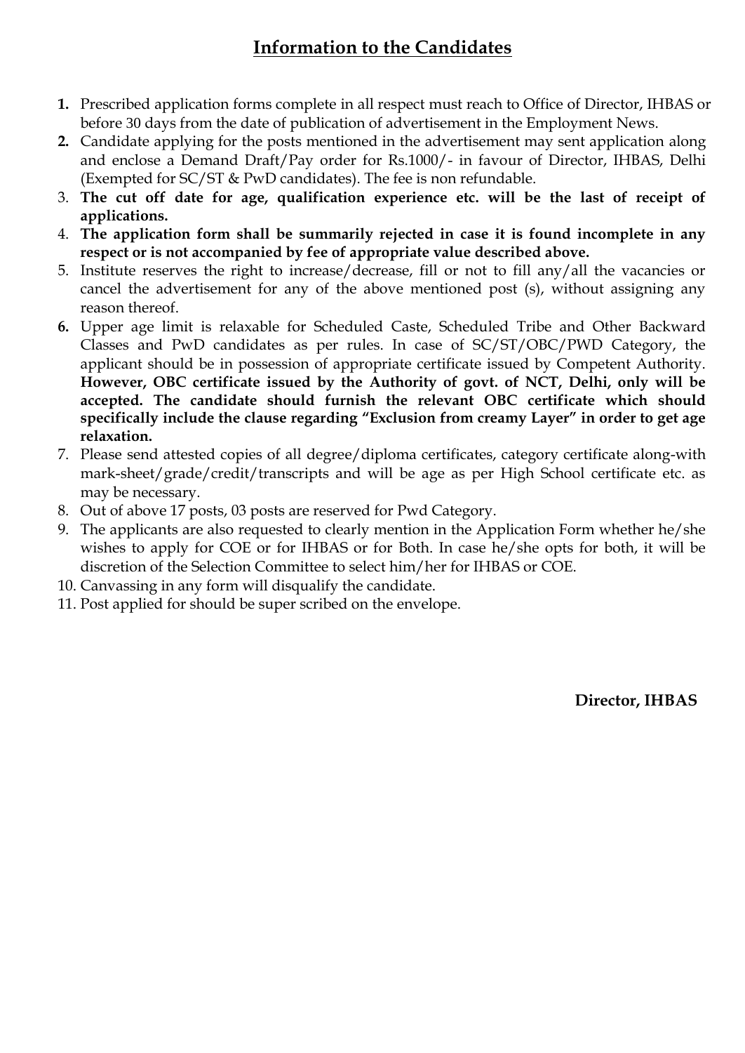## Information to the Candidates

1. Prescribed application forms complete in all respect must reach to Office of Director, IHBAS or before 30 days from the date of publication of advertisement in the Employment News.
2. Candidate applying for the posts mentioned in the advertisement may sent application along and enclose a Demand Draft/Pay order for Rs.1000/- in favour of Director, IHBAS, Delhi (Exempted for SC/ST & PwD candidates). The fee is non refundable.
3. **The cut off date for age, qualification experience etc. will be the last of receipt of applications.**
4. **The application form shall be summarily rejected in case it is found incomplete in any respect or is not accompanied by fee of appropriate value described above.**
5. Institute reserves the right to increase/decrease, fill or not to fill any/all the vacancies or cancel the advertisement for any of the above mentioned post (s), without assigning any reason thereof.
6. Upper age limit is relaxable for Scheduled Caste, Scheduled Tribe and Other Backward Classes and PwD candidates as per rules. In case of SC/ST/OBC/PWD Category, the applicant should be in possession of appropriate certificate issued by Competent Authority. **However, OBC certificate issued by the Authority of govt. of NCT, Delhi, only will be accepted. The candidate should furnish the relevant OBC certificate which should specifically include the clause regarding "Exclusion from creamy Layer" in order to get age relaxation.**
7. Please send attested copies of all degree/diploma certificates, category certificate along-with mark-sheet/grade/credit/transcripts and will be age as per High School certificate etc. as may be necessary.
8. Out of above 17 posts, 03 posts are reserved for Pwd Category.
9. The applicants are also requested to clearly mention in the Application Form whether he/she wishes to apply for COE or for IHBAS or for Both. In case he/she opts for both, it will be discretion of the Selection Committee to select him/her for IHBAS or COE.
10. Canvassing in any form will disqualify the candidate.
11. Post applied for should be super scribed on the envelope.

**Director, IHBAS**